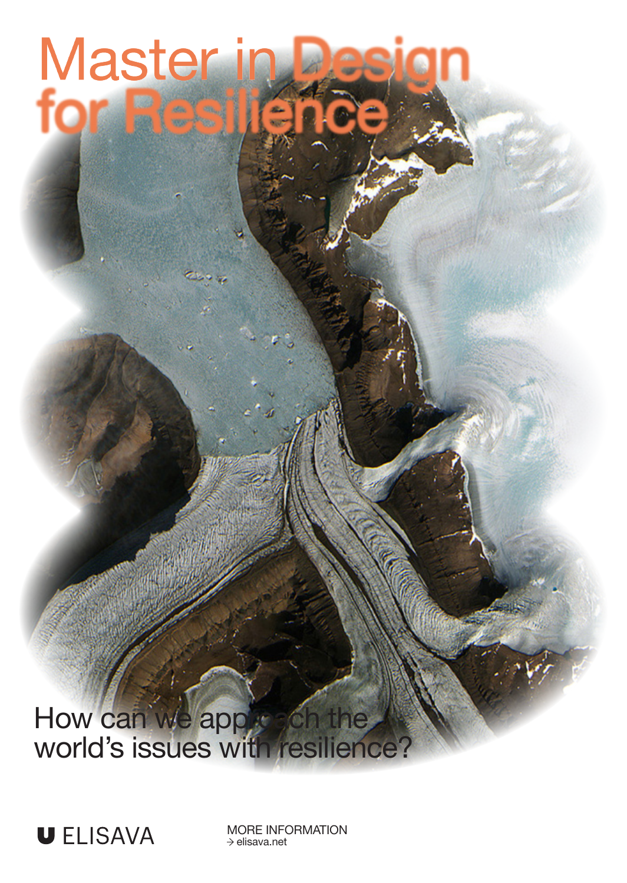# Master in Design for Resilience

How can we approach the world's issues with resilience?

ELISAVA

MORE INFORMATION
→ elisava.net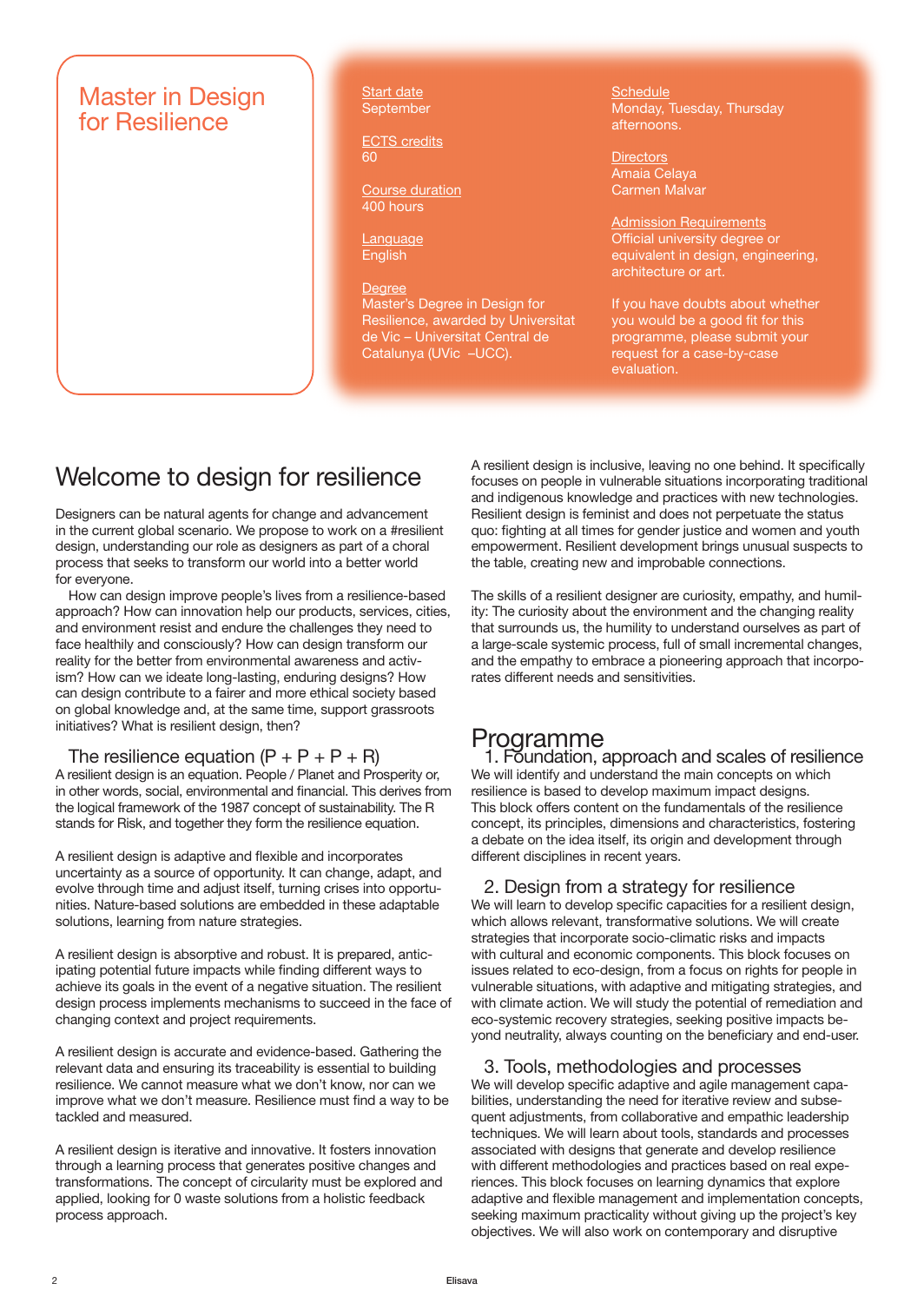# Master in Design for Resilience

Start date
September

ECTS credits
60

Course duration
400 hours

Language
English

Degree
Master's Degree in Design for Resilience, awarded by Universitat de Vic – Universitat Central de Catalunya (UVic –UCC).

Schedule
Monday, Tuesday, Thursday afternoons.

Directors
Amaia Celaya
Carmen Malvar

Admission Requirements
Official university degree or equivalent in design, engineering, architecture or art.

If you have doubts about whether you would be a good fit for this programme, please submit your request for a case-by-case evaluation.

## Welcome to design for resilience

Designers can be natural agents for change and advancement in the current global scenario. We propose to work on a #resilient design, understanding our role as designers as part of a choral process that seeks to transform our world into a better world for everyone.

How can design improve people's lives from a resilience-based approach? How can innovation help our products, services, cities, and environment resist and endure the challenges they need to face healthily and consciously? How can design transform our reality for the better from environmental awareness and activism? How can we ideate long-lasting, enduring designs? How can design contribute to a fairer and more ethical society based on global knowledge and, at the same time, support grassroots initiatives? What is resilient design, then?

### The resilience equation (P + P + P + R)

A resilient design is an equation. People / Planet and Prosperity or, in other words, social, environmental and financial. This derives from the logical framework of the 1987 concept of sustainability. The R stands for Risk, and together they form the resilience equation.

A resilient design is adaptive and flexible and incorporates uncertainty as a source of opportunity. It can change, adapt, and evolve through time and adjust itself, turning crises into opportunities. Nature-based solutions are embedded in these adaptable solutions, learning from nature strategies.

A resilient design is absorptive and robust. It is prepared, anticipating potential future impacts while finding different ways to achieve its goals in the event of a negative situation. The resilient design process implements mechanisms to succeed in the face of changing context and project requirements.

A resilient design is accurate and evidence-based. Gathering the relevant data and ensuring its traceability is essential to building resilience. We cannot measure what we don't know, nor can we improve what we don't measure. Resilience must find a way to be tackled and measured.

A resilient design is iterative and innovative. It fosters innovation through a learning process that generates positive changes and transformations. The concept of circularity must be explored and applied, looking for 0 waste solutions from a holistic feedback process approach.

A resilient design is inclusive, leaving no one behind. It specifically focuses on people in vulnerable situations incorporating traditional and indigenous knowledge and practices with new technologies. Resilient design is feminist and does not perpetuate the status quo: fighting at all times for gender justice and women and youth empowerment. Resilient development brings unusual suspects to the table, creating new and improbable connections.

The skills of a resilient designer are curiosity, empathy, and humility: The curiosity about the environment and the changing reality that surrounds us, the humility to understand ourselves as part of a large-scale systemic process, full of small incremental changes, and the empathy to embrace a pioneering approach that incorporates different needs and sensitivities.

## Programme

### 1. Foundation, approach and scales of resilience

We will identify and understand the main concepts on which resilience is based to develop maximum impact designs. This block offers content on the fundamentals of the resilience concept, its principles, dimensions and characteristics, fostering a debate on the idea itself, its origin and development through different disciplines in recent years.

### 2. Design from a strategy for resilience

We will learn to develop specific capacities for a resilient design, which allows relevant, transformative solutions. We will create strategies that incorporate socio-climatic risks and impacts with cultural and economic components. This block focuses on issues related to eco-design, from a focus on rights for people in vulnerable situations, with adaptive and mitigating strategies, and with climate action. We will study the potential of remediation and eco-systemic recovery strategies, seeking positive impacts beyond neutrality, always counting on the beneficiary and end-user.

### 3. Tools, methodologies and processes

We will develop specific adaptive and agile management capabilities, understanding the need for iterative review and subsequent adjustments, from collaborative and empathic leadership techniques. We will learn about tools, standards and processes associated with designs that generate and develop resilience with different methodologies and practices based on real experiences. This block focuses on learning dynamics that explore adaptive and flexible management and implementation concepts, seeking maximum practicality without giving up the project's key objectives. We will also work on contemporary and disruptive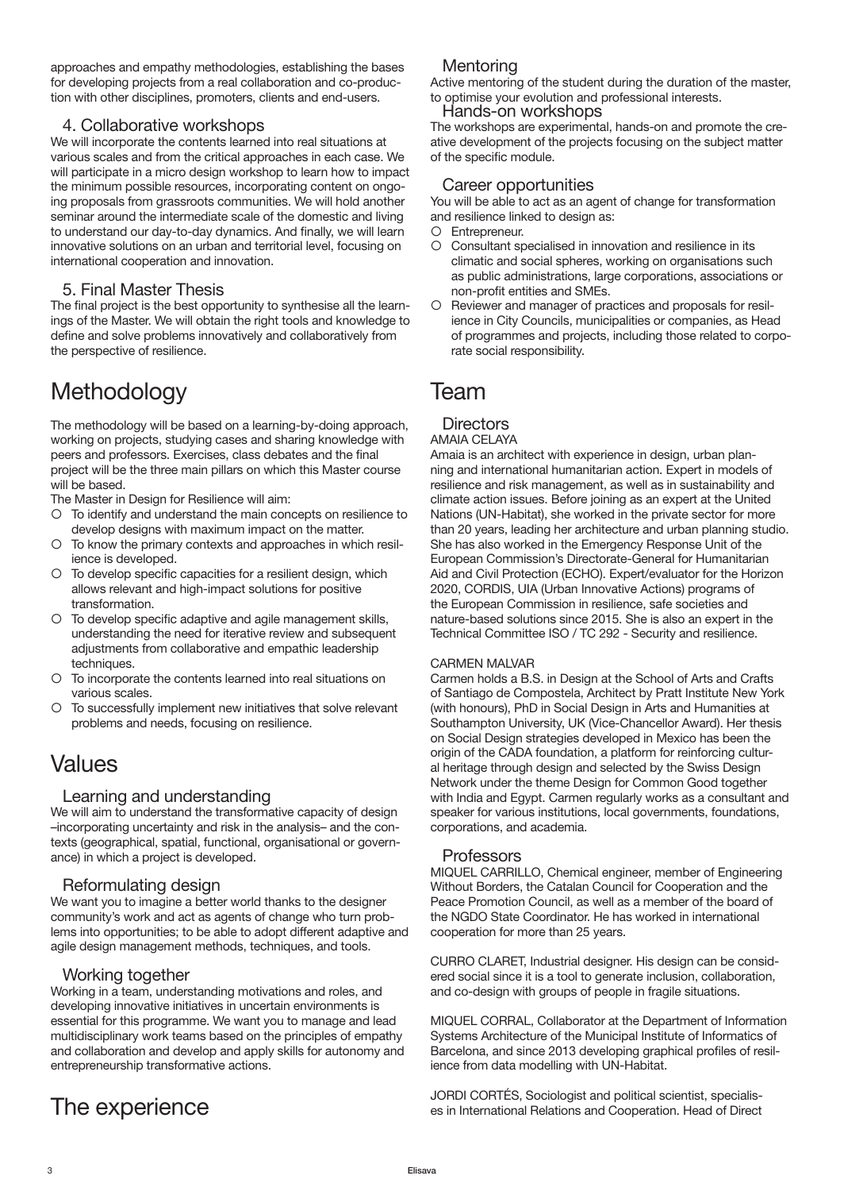approaches and empathy methodologies, establishing the bases for developing projects from a real collaboration and co-production with other disciplines, promoters, clients and end-users.

### 4. Collaborative workshops

We will incorporate the contents learned into real situations at various scales and from the critical approaches in each case. We will participate in a micro design workshop to learn how to impact the minimum possible resources, incorporating content on ongoing proposals from grassroots communities. We will hold another seminar around the intermediate scale of the domestic and living to understand our day-to-day dynamics. And finally, we will learn innovative solutions on an urban and territorial level, focusing on international cooperation and innovation.

### 5. Final Master Thesis

The final project is the best opportunity to synthesise all the learnings of the Master. We will obtain the right tools and knowledge to define and solve problems innovatively and collaboratively from the perspective of resilience.

## Methodology

The methodology will be based on a learning-by-doing approach, working on projects, studying cases and sharing knowledge with peers and professors. Exercises, class debates and the final project will be the three main pillars on which this Master course will be based.

The Master in Design for Resilience will aim:

- To identify and understand the main concepts on resilience to develop designs with maximum impact on the matter.
- To know the primary contexts and approaches in which resilience is developed.
- To develop specific capacities for a resilient design, which allows relevant and high-impact solutions for positive transformation.
- To develop specific adaptive and agile management skills, understanding the need for iterative review and subsequent adjustments from collaborative and empathic leadership techniques.
- To incorporate the contents learned into real situations on various scales.
- To successfully implement new initiatives that solve relevant problems and needs, focusing on resilience.

## Values

### Learning and understanding

We will aim to understand the transformative capacity of design –incorporating uncertainty and risk in the analysis– and the contexts (geographical, spatial, functional, organisational or governance) in which a project is developed.

### Reformulating design

We want you to imagine a better world thanks to the designer community's work and act as agents of change who turn problems into opportunities; to be able to adopt different adaptive and agile design management methods, techniques, and tools.

### Working together

Working in a team, understanding motivations and roles, and developing innovative initiatives in uncertain environments is essential for this programme. We want you to manage and lead multidisciplinary work teams based on the principles of empathy and collaboration and develop and apply skills for autonomy and entrepreneurship transformative actions.

## The experience

### Mentoring

Active mentoring of the student during the duration of the master, to optimise your evolution and professional interests.

### Hands-on workshops

The workshops are experimental, hands-on and promote the creative development of the projects focusing on the subject matter of the specific module.

### Career opportunities

You will be able to act as an agent of change for transformation and resilience linked to design as:

- Entrepreneur.
- Consultant specialised in innovation and resilience in its climatic and social spheres, working on organisations such as public administrations, large corporations, associations or non-profit entities and SMEs.
- Reviewer and manager of practices and proposals for resilience in City Councils, municipalities or companies, as Head of programmes and projects, including those related to corporate social responsibility.

## Team

### Directors

AMAIA CELAYA

Amaia is an architect with experience in design, urban planning and international humanitarian action. Expert in models of resilience and risk management, as well as in sustainability and climate action issues. Before joining as an expert at the United Nations (UN-Habitat), she worked in the private sector for more than 20 years, leading her architecture and urban planning studio. She has also worked in the Emergency Response Unit of the European Commission's Directorate-General for Humanitarian Aid and Civil Protection (ECHO). Expert/evaluator for the Horizon 2020, CORDIS, UIA (Urban Innovative Actions) programs of the European Commission in resilience, safe societies and nature-based solutions since 2015. She is also an expert in the Technical Committee ISO / TC 292 - Security and resilience.

CARMEN MALVAR

Carmen holds a B.S. in Design at the School of Arts and Crafts of Santiago de Compostela, Architect by Pratt Institute New York (with honours), PhD in Social Design in Arts and Humanities at Southampton University, UK (Vice-Chancellor Award). Her thesis on Social Design strategies developed in Mexico has been the origin of the CADA foundation, a platform for reinforcing cultural heritage through design and selected by the Swiss Design Network under the theme Design for Common Good together with India and Egypt. Carmen regularly works as a consultant and speaker for various institutions, local governments, foundations, corporations, and academia.

### Professors

MIQUEL CARRILLO, Chemical engineer, member of Engineering Without Borders, the Catalan Council for Cooperation and the Peace Promotion Council, as well as a member of the board of the NGDO State Coordinator. He has worked in international cooperation for more than 25 years.

CURRO CLARET, Industrial designer. His design can be considered social since it is a tool to generate inclusion, collaboration, and co-design with groups of people in fragile situations.

MIQUEL CORRAL, Collaborator at the Department of Information Systems Architecture of the Municipal Institute of Informatics of Barcelona, and since 2013 developing graphical profiles of resilience from data modelling with UN-Habitat.

JORDI CORTÉS, Sociologist and political scientist, specialises in International Relations and Cooperation. Head of Direct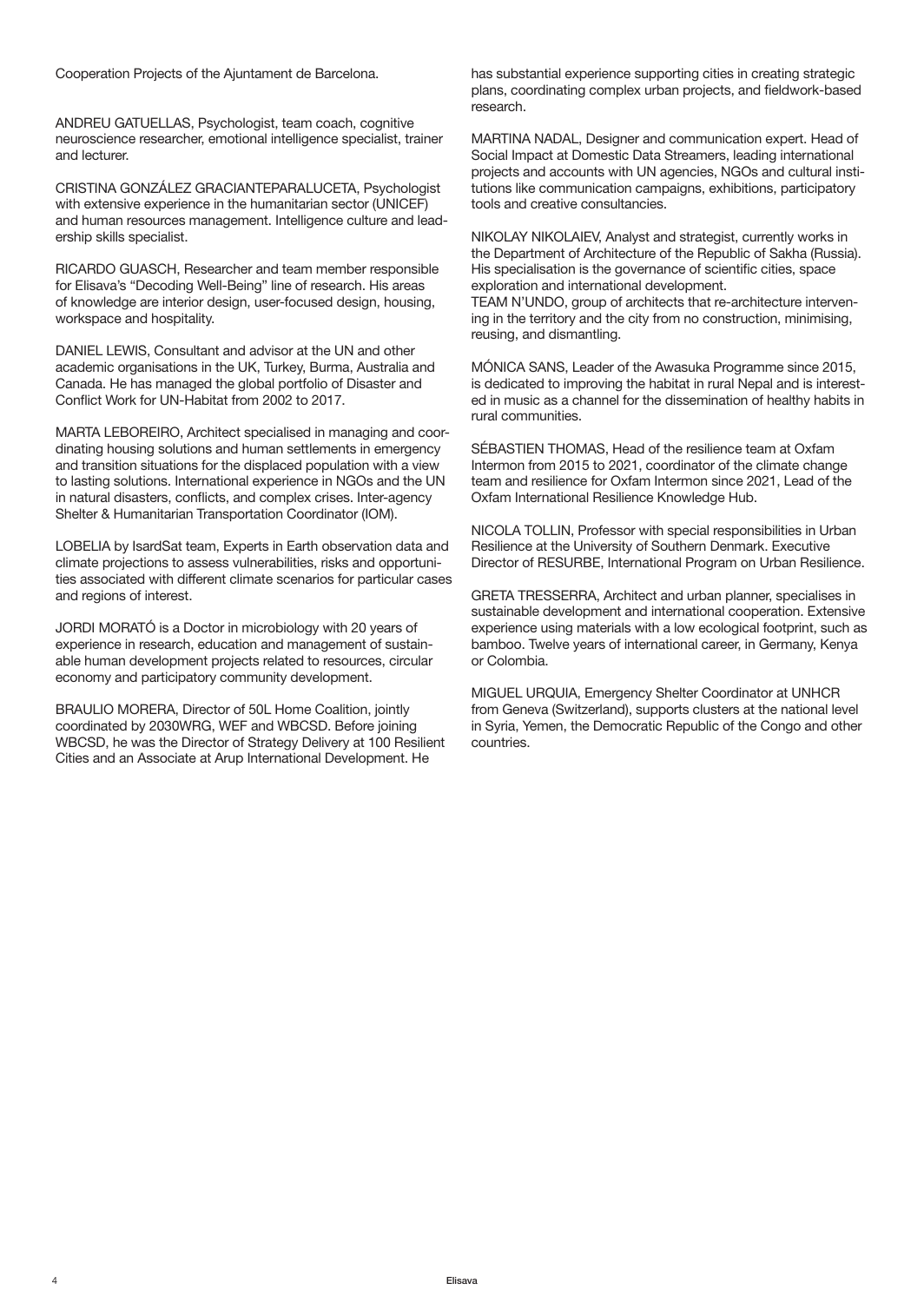Cooperation Projects of the Ajuntament de Barcelona.

ANDREU GATUELLAS, Psychologist, team coach, cognitive neuroscience researcher, emotional intelligence specialist, trainer and lecturer.

CRISTINA GONZÁLEZ GRACIANTEPARALUCETA, Psychologist with extensive experience in the humanitarian sector (UNICEF) and human resources management. Intelligence culture and leadership skills specialist.

RICARDO GUASCH, Researcher and team member responsible for Elisava's "Decoding Well-Being" line of research. His areas of knowledge are interior design, user-focused design, housing, workspace and hospitality.

DANIEL LEWIS, Consultant and advisor at the UN and other academic organisations in the UK, Turkey, Burma, Australia and Canada. He has managed the global portfolio of Disaster and Conflict Work for UN-Habitat from 2002 to 2017.

MARTA LEBOREIRO, Architect specialised in managing and coordinating housing solutions and human settlements in emergency and transition situations for the displaced population with a view to lasting solutions. International experience in NGOs and the UN in natural disasters, conflicts, and complex crises. Inter-agency Shelter & Humanitarian Transportation Coordinator (IOM).

LOBELIA by IsardSat team, Experts in Earth observation data and climate projections to assess vulnerabilities, risks and opportunities associated with different climate scenarios for particular cases and regions of interest.

JORDI MORATÓ is a Doctor in microbiology with 20 years of experience in research, education and management of sustainable human development projects related to resources, circular economy and participatory community development.

BRAULIO MORERA, Director of 50L Home Coalition, jointly coordinated by 2030WRG, WEF and WBCSD. Before joining WBCSD, he was the Director of Strategy Delivery at 100 Resilient Cities and an Associate at Arup International Development. He has substantial experience supporting cities in creating strategic plans, coordinating complex urban projects, and fieldwork-based research.

MARTINA NADAL, Designer and communication expert. Head of Social Impact at Domestic Data Streamers, leading international projects and accounts with UN agencies, NGOs and cultural institutions like communication campaigns, exhibitions, participatory tools and creative consultancies.

NIKOLAY NIKOLAIEV, Analyst and strategist, currently works in the Department of Architecture of the Republic of Sakha (Russia). His specialisation is the governance of scientific cities, space exploration and international development.
TEAM N'UNDO, group of architects that re-architecture intervening in the territory and the city from no construction, minimising, reusing, and dismantling.

MÓNICA SANS, Leader of the Awasuka Programme since 2015, is dedicated to improving the habitat in rural Nepal and is interested in music as a channel for the dissemination of healthy habits in rural communities.

SÉBASTIEN THOMAS, Head of the resilience team at Oxfam Intermon from 2015 to 2021, coordinator of the climate change team and resilience for Oxfam Intermon since 2021, Lead of the Oxfam International Resilience Knowledge Hub.

NICOLA TOLLIN, Professor with special responsibilities in Urban Resilience at the University of Southern Denmark. Executive Director of RESURBE, International Program on Urban Resilience.

GRETA TRESSERRA, Architect and urban planner, specialises in sustainable development and international cooperation. Extensive experience using materials with a low ecological footprint, such as bamboo. Twelve years of international career, in Germany, Kenya or Colombia.

MIGUEL URQUIA, Emergency Shelter Coordinator at UNHCR from Geneva (Switzerland), supports clusters at the national level in Syria, Yemen, the Democratic Republic of the Congo and other countries.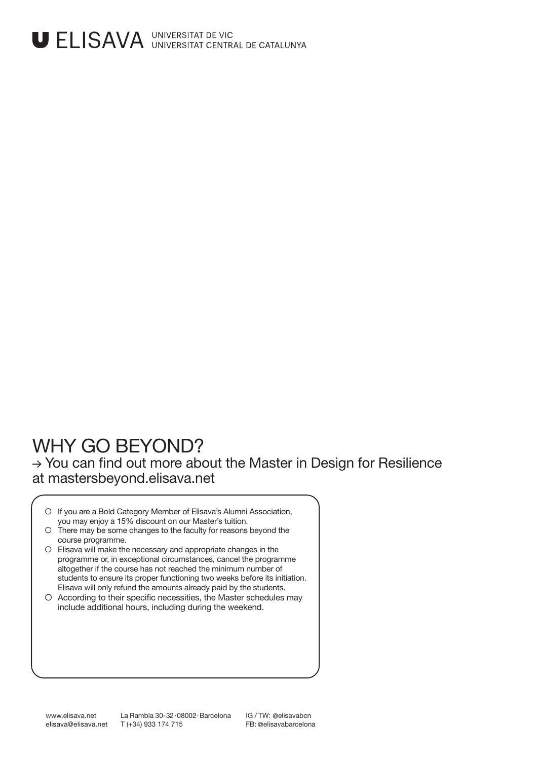U ELISAVA UNIVERSITAT DE VIC
UNIVERSITAT CENTRAL DE CATALUNYA

# WHY GO BEYOND?

→ You can find out more about the Master in Design for Resilience at mastersbeyond.elisava.net

- If you are a Bold Category Member of Elisava's Alumni Association, you may enjoy a 15% discount on our Master's tuition.
- There may be some changes to the faculty for reasons beyond the course programme.
- Elisava will make the necessary and appropriate changes in the programme or, in exceptional circumstances, cancel the programme altogether if the course has not reached the minimum number of students to ensure its proper functioning two weeks before its initiation. Elisava will only refund the amounts already paid by the students.
- According to their specific necessities, the Master schedules may include additional hours, including during the weekend.

www.elisava.net
elisava@elisava.net

La Rambla 30-32 · 08002 · Barcelona
T (+34) 933 174 715

IG / TW: @elisavabcn
FB: @elisavabarcelona